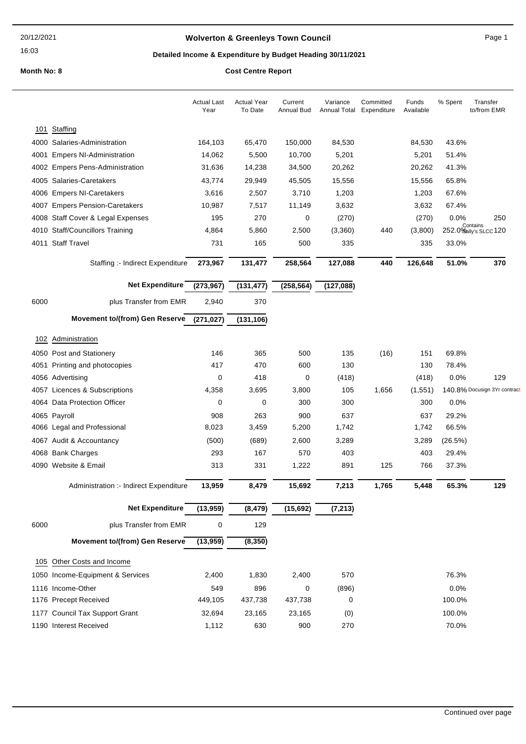# Wolverton & Greenleys Town Council

## Detailed Income & Expenditure by Budget Heading 30/11/2021

**Month No: 8**

**Cost Centre Report**

| | | Actual Last Year | Actual Year To Date | Current Annual Bud | Variance Annual Total | Committed Expenditure | Funds Available | % Spent | Transfer to/from EMR |
|---|---|---|---|---|---|---|---|---|---|
| **101** | **Staffing** | | | | | | | | |
| 4000 | Salaries-Administration | 164,103 | 65,470 | 150,000 | 84,530 | | 84,530 | 43.6% | |
| 4001 | Empers NI-Administration | 14,062 | 5,500 | 10,700 | 5,201 | | 5,201 | 51.4% | |
| 4002 | Empers Pens-Administration | 31,636 | 14,238 | 34,500 | 20,262 | | 20,262 | 41.3% | |
| 4005 | Salaries-Caretakers | 43,774 | 29,949 | 45,505 | 15,556 | | 15,556 | 65.8% | |
| 4006 | Empers NI-Caretakers | 3,616 | 2,507 | 3,710 | 1,203 | | 1,203 | 67.6% | |
| 4007 | Empers Pension-Caretakers | 10,987 | 7,517 | 11,149 | 3,632 | | 3,632 | 67.4% | |
| 4008 | Staff Cover & Legal Expenses | 195 | 270 | 0 | (270) | | (270) | 0.0% | 250 |
| 4010 | Staff/Councillors Training | 4,864 | 5,860 | 2,500 | (3,360) | 440 | (3,800) | 252.0% Contains Sally's SLCC | 120 |
| 4011 | Staff Travel | 731 | 165 | 500 | 335 | | 335 | 33.0% | |
| | **Staffing :- Indirect Expenditure** | **273,967** | **131,477** | **258,564** | **127,088** | **440** | **126,648** | **51.0%** | **370** |
| | **Net Expenditure** | **(273,967)** | **(131,477)** | **(258,564)** | **(127,088)** | | | | |
| 6000 | plus Transfer from EMR | 2,940 | 370 | | | | | | |
| | **Movement to/(from) Gen Reserve** | **(271,027)** | **(131,106)** | | | | | | |
| **102** | **Administration** | | | | | | | | |
| 4050 | Post and Stationery | 146 | 365 | 500 | 135 | (16) | 151 | 69.8% | |
| 4051 | Printing and photocopies | 417 | 470 | 600 | 130 | | 130 | 78.4% | |
| 4056 | Advertising | 0 | 418 | 0 | (418) | | (418) | 0.0% | 129 |
| 4057 | Licences & Subscriptions | 4,358 | 3,695 | 3,800 | 105 | 1,656 | (1,551) | 140.8% Docusign 3Yr contract | |
| 4064 | Data Protection Officer | 0 | 0 | 300 | 300 | | 300 | 0.0% | |
| 4065 | Payroll | 908 | 263 | 900 | 637 | | 637 | 29.2% | |
| 4066 | Legal and Professional | 8,023 | 3,459 | 5,200 | 1,742 | | 1,742 | 66.5% | |
| 4067 | Audit & Accountancy | (500) | (689) | 2,600 | 3,289 | | 3,289 | (26.5%) | |
| 4068 | Bank Charges | 293 | 167 | 570 | 403 | | 403 | 29.4% | |
| 4090 | Website & Email | 313 | 331 | 1,222 | 891 | 125 | 766 | 37.3% | |
| | **Administration :- Indirect Expenditure** | **13,959** | **8,479** | **15,692** | **7,213** | **1,765** | **5,448** | **65.3%** | **129** |
| | **Net Expenditure** | **(13,959)** | **(8,479)** | **(15,692)** | **(7,213)** | | | | |
| 6000 | plus Transfer from EMR | 0 | 129 | | | | | | |
| | **Movement to/(from) Gen Reserve** | **(13,959)** | **(8,350)** | | | | | | |
| **105** | **Other Costs and Income** | | | | | | | | |
| 1050 | Income-Equipment & Services | 2,400 | 1,830 | 2,400 | 570 | | | 76.3% | |
| 1116 | Income-Other | 549 | 896 | 0 | (896) | | | 0.0% | |
| 1176 | Precept Received | 449,105 | 437,738 | 437,738 | 0 | | | 100.0% | |
| 1177 | Council Tax Support Grant | 32,694 | 23,165 | 23,165 | (0) | | | 100.0% | |
| 1190 | Interest Received | 1,112 | 630 | 900 | 270 | | | 70.0% | |

Continued over page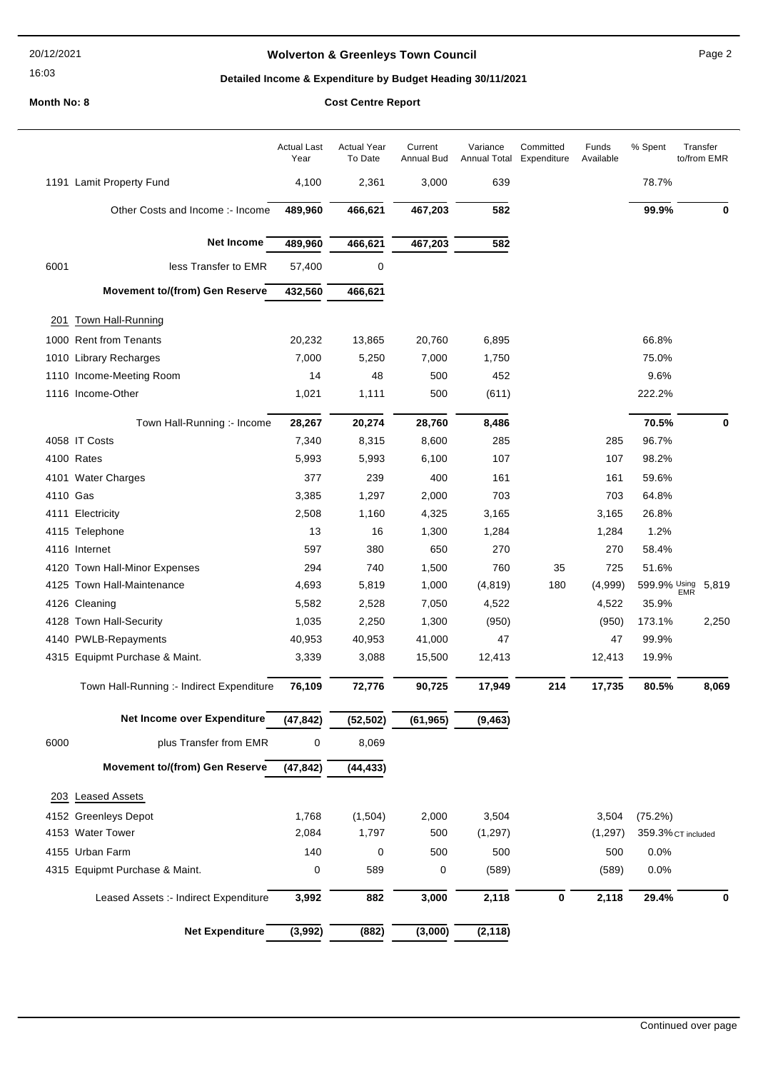# Wolverton & Greenleys Town Council

## Detailed Income & Expenditure by Budget Heading 30/11/2021

**Month No: 8**

**Cost Centre Report**

| | | Actual Last Year | Actual Year To Date | Current Annual Bud | Variance Annual Total | Committed Expenditure | Funds Available | % Spent | Transfer to/from EMR |
|---|---|---|---|---|---|---|---|---|---|
| 1191 | Lamit Property Fund | 4,100 | 2,361 | 3,000 | 639 | | | 78.7% | |
| | **Other Costs and Income :- Income** | **489,960** | **466,621** | **467,203** | **582** | | | **99.9%** | **0** |
| | **Net Income** | **489,960** | **466,621** | **467,203** | **582** | | | | |
| 6001 | less Transfer to EMR | 57,400 | 0 | | | | | | |
| | **Movement to/(from) Gen Reserve** | **432,560** | **466,621** | | | | | | |
| **201** | **Town Hall-Running** | | | | | | | | |
| 1000 | Rent from Tenants | 20,232 | 13,865 | 20,760 | 6,895 | | | 66.8% | |
| 1010 | Library Recharges | 7,000 | 5,250 | 7,000 | 1,750 | | | 75.0% | |
| 1110 | Income-Meeting Room | 14 | 48 | 500 | 452 | | | 9.6% | |
| 1116 | Income-Other | 1,021 | 1,111 | 500 | (611) | | | 222.2% | |
| | **Town Hall-Running :- Income** | **28,267** | **20,274** | **28,760** | **8,486** | | | **70.5%** | **0** |
| 4058 | IT Costs | 7,340 | 8,315 | 8,600 | 285 | | 285 | 96.7% | |
| 4100 | Rates | 5,993 | 5,993 | 6,100 | 107 | | 107 | 98.2% | |
| 4101 | Water Charges | 377 | 239 | 400 | 161 | | 161 | 59.6% | |
| 4110 | Gas | 3,385 | 1,297 | 2,000 | 703 | | 703 | 64.8% | |
| 4111 | Electricity | 2,508 | 1,160 | 4,325 | 3,165 | | 3,165 | 26.8% | |
| 4115 | Telephone | 13 | 16 | 1,300 | 1,284 | | 1,284 | 1.2% | |
| 4116 | Internet | 597 | 380 | 650 | 270 | | 270 | 58.4% | |
| 4120 | Town Hall-Minor Expenses | 294 | 740 | 1,500 | 760 | 35 | 725 | 51.6% | |
| 4125 | Town Hall-Maintenance | 4,693 | 5,819 | 1,000 | (4,819) | 180 | (4,999) | 599.9% Using EMR | 5,819 |
| 4126 | Cleaning | 5,582 | 2,528 | 7,050 | 4,522 | | 4,522 | 35.9% | |
| 4128 | Town Hall-Security | 1,035 | 2,250 | 1,300 | (950) | | (950) | 173.1% | 2,250 |
| 4140 | PWLB-Repayments | 40,953 | 40,953 | 41,000 | 47 | | 47 | 99.9% | |
| 4315 | Equipmt Purchase & Maint. | 3,339 | 3,088 | 15,500 | 12,413 | | 12,413 | 19.9% | |
| | **Town Hall-Running :- Indirect Expenditure** | **76,109** | **72,776** | **90,725** | **17,949** | **214** | **17,735** | **80.5%** | **8,069** |
| | **Net Income over Expenditure** | **(47,842)** | **(52,502)** | **(61,965)** | **(9,463)** | | | | |
| 6000 | plus Transfer from EMR | 0 | 8,069 | | | | | | |
| | **Movement to/(from) Gen Reserve** | **(47,842)** | **(44,433)** | | | | | | |
| **203** | **Leased Assets** | | | | | | | | |
| 4152 | Greenleys Depot | 1,768 | (1,504) | 2,000 | 3,504 | | 3,504 | (75.2%) | |
| 4153 | Water Tower | 2,084 | 1,797 | 500 | (1,297) | | (1,297) | 359.3% CT included | |
| 4155 | Urban Farm | 140 | 0 | 500 | 500 | | 500 | 0.0% | |
| 4315 | Equipmt Purchase & Maint. | 0 | 589 | 0 | (589) | | (589) | 0.0% | |
| | **Leased Assets :- Indirect Expenditure** | **3,992** | **882** | **3,000** | **2,118** | **0** | **2,118** | **29.4%** | **0** |
| | **Net Expenditure** | **(3,992)** | **(882)** | **(3,000)** | **(2,118)** | | | | |

Continued over page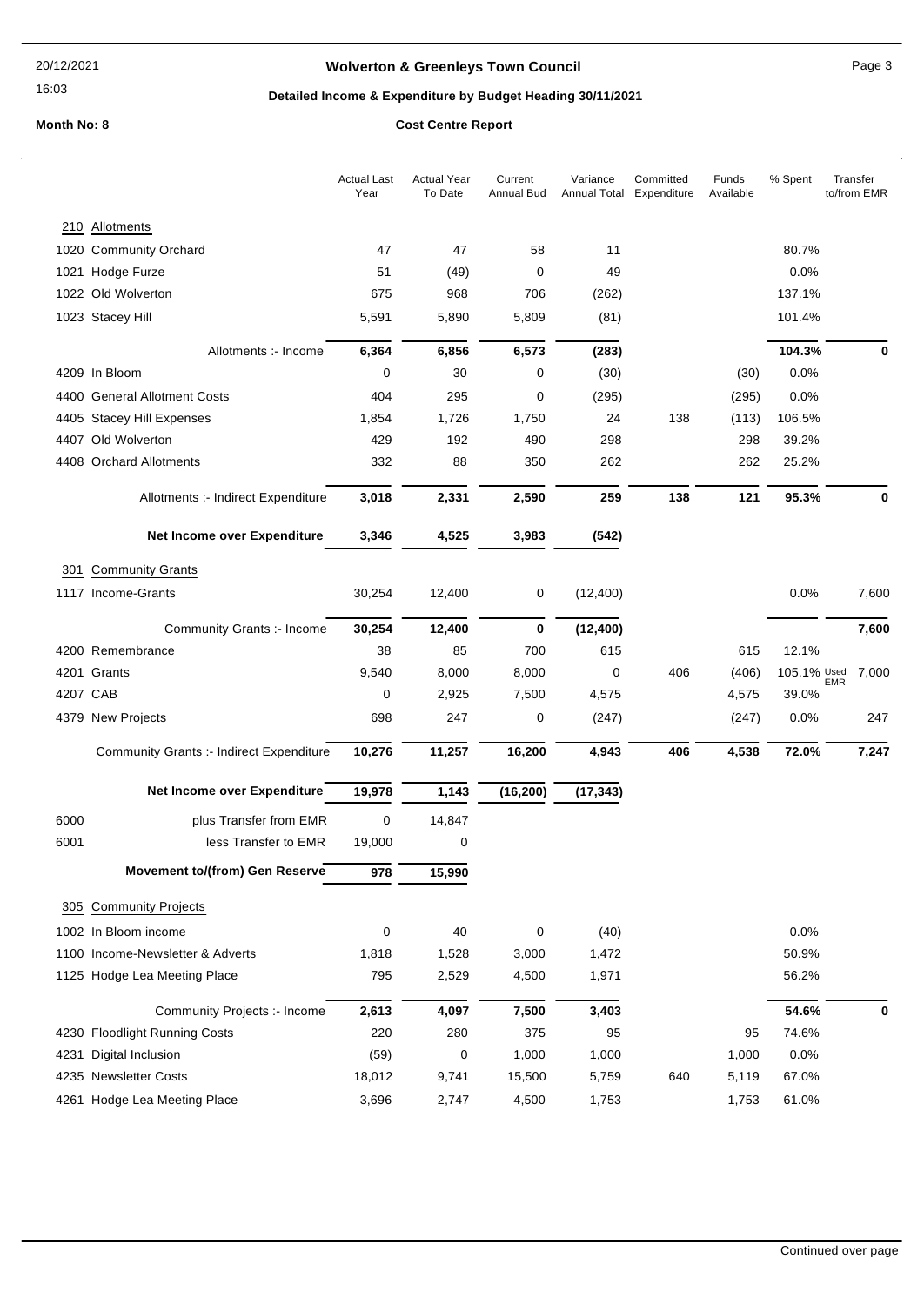# Wolverton & Greenleys Town Council

## Detailed Income & Expenditure by Budget Heading 30/11/2021

**Month No: 8** **Cost Centre Report**

| | | Actual Last Year | Actual Year To Date | Current Annual Bud | Variance Annual Total | Committed Expenditure | Funds Available | % Spent | Transfer to/from EMR |
|---|---|---|---|---|---|---|---|---|---|
| **210** | **Allotments** | | | | | | | | |
| 1020 | Community Orchard | 47 | 47 | 58 | 11 | | | 80.7% | |
| 1021 | Hodge Furze | 51 | (49) | 0 | 49 | | | 0.0% | |
| 1022 | Old Wolverton | 675 | 968 | 706 | (262) | | | 137.1% | |
| 1023 | Stacey Hill | 5,591 | 5,890 | 5,809 | (81) | | | 101.4% | |
| | Allotments :- Income | **6,364** | **6,856** | **6,573** | **(283)** | | | **104.3%** | **0** |
| 4209 | In Bloom | 0 | 30 | 0 | (30) | | (30) | 0.0% | |
| 4400 | General Allotment Costs | 404 | 295 | 0 | (295) | | (295) | 0.0% | |
| 4405 | Stacey Hill Expenses | 1,854 | 1,726 | 1,750 | 24 | 138 | (113) | 106.5% | |
| 4407 | Old Wolverton | 429 | 192 | 490 | 298 | | 298 | 39.2% | |
| 4408 | Orchard Allotments | 332 | 88 | 350 | 262 | | 262 | 25.2% | |
| | Allotments :- Indirect Expenditure | **3,018** | **2,331** | **2,590** | **259** | **138** | **121** | **95.3%** | **0** |
| | **Net Income over Expenditure** | **3,346** | **4,525** | **3,983** | **(542)** | | | | |
| **301** | **Community Grants** | | | | | | | | |
| 1117 | Income-Grants | 30,254 | 12,400 | 0 | (12,400) | | | 0.0% | 7,600 |
| | Community Grants :- Income | **30,254** | **12,400** | **0** | **(12,400)** | | | | **7,600** |
| 4200 | Remembrance | 38 | 85 | 700 | 615 | | 615 | 12.1% | |
| 4201 | Grants | 9,540 | 8,000 | 8,000 | 0 | 406 | (406) | 105.1% Used EMR | 7,000 |
| 4207 | CAB | 0 | 2,925 | 7,500 | 4,575 | | 4,575 | 39.0% | |
| 4379 | New Projects | 698 | 247 | 0 | (247) | | (247) | 0.0% | 247 |
| | Community Grants :- Indirect Expenditure | **10,276** | **11,257** | **16,200** | **4,943** | **406** | **4,538** | **72.0%** | **7,247** |
| | **Net Income over Expenditure** | **19,978** | **1,143** | **(16,200)** | **(17,343)** | | | | |
| 6000 | plus Transfer from EMR | 0 | 14,847 | | | | | | |
| 6001 | less Transfer to EMR | 19,000 | 0 | | | | | | |
| | **Movement to/(from) Gen Reserve** | **978** | **15,990** | | | | | | |
| **305** | **Community Projects** | | | | | | | | |
| 1002 | In Bloom income | 0 | 40 | 0 | (40) | | | 0.0% | |
| 1100 | Income-Newsletter & Adverts | 1,818 | 1,528 | 3,000 | 1,472 | | | 50.9% | |
| 1125 | Hodge Lea Meeting Place | 795 | 2,529 | 4,500 | 1,971 | | | 56.2% | |
| | Community Projects :- Income | **2,613** | **4,097** | **7,500** | **3,403** | | | **54.6%** | **0** |
| 4230 | Floodlight Running Costs | 220 | 280 | 375 | 95 | | 95 | 74.6% | |
| 4231 | Digital Inclusion | (59) | 0 | 1,000 | 1,000 | | 1,000 | 0.0% | |
| 4235 | Newsletter Costs | 18,012 | 9,741 | 15,500 | 5,759 | 640 | 5,119 | 67.0% | |
| 4261 | Hodge Lea Meeting Place | 3,696 | 2,747 | 4,500 | 1,753 | | 1,753 | 61.0% | |

Continued over page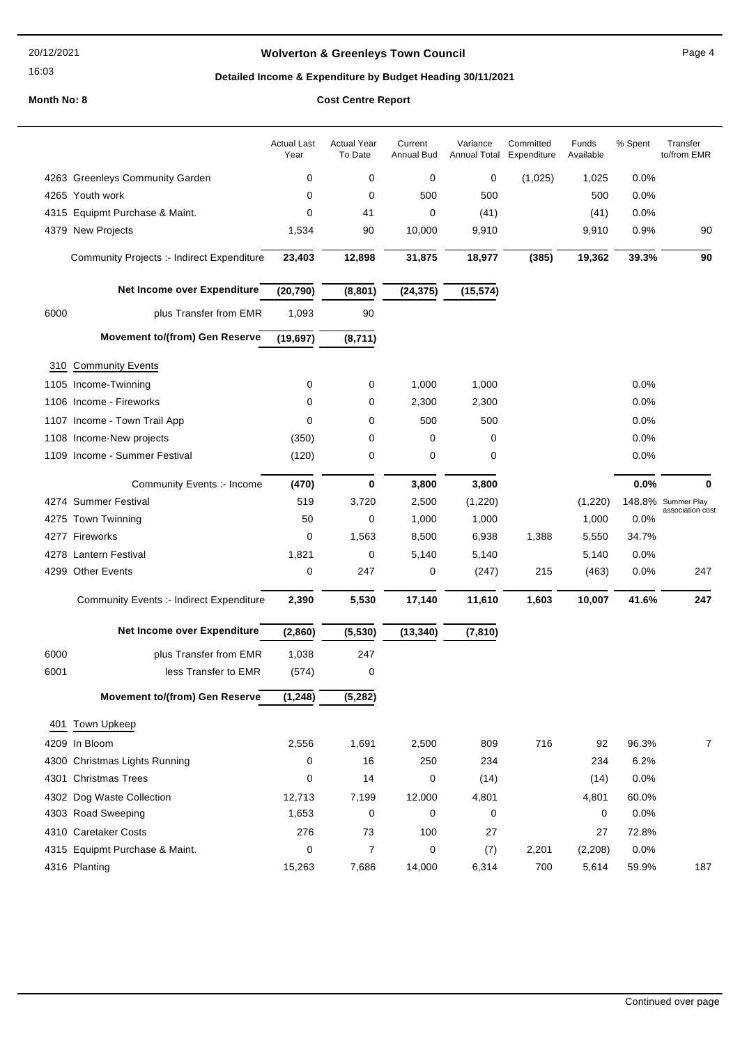**Wolverton & Greenleys Town Council**

**Detailed Income & Expenditure by Budget Heading 30/11/2021**

**Month No: 8** **Cost Centre Report**

| | Actual Last Year | Actual Year To Date | Current Annual Bud | Variance Annual Total | Committed Expenditure | Funds Available | % Spent | Transfer to/from EMR |
|---|---|---|---|---|---|---|---|---|
| 4263 Greenleys Community Garden | 0 | 0 | 0 | 0 | (1,025) | 1,025 | 0.0% | |
| 4265 Youth work | 0 | 0 | 500 | 500 | | 500 | 0.0% | |
| 4315 Equipmt Purchase & Maint. | 0 | 41 | 0 | (41) | | (41) | 0.0% | |
| 4379 New Projects | 1,534 | 90 | 10,000 | 9,910 | | 9,910 | 0.9% | 90 |
| Community Projects :- Indirect Expenditure | **23,403** | **12,898** | **31,875** | **18,977** | **(385)** | **19,362** | **39.3%** | **90** |
| **Net Income over Expenditure** | **(20,790)** | **(8,801)** | **(24,375)** | **(15,574)** | | | | |
| 6000 plus Transfer from EMR | 1,093 | 90 | | | | | | |
| **Movement to/(from) Gen Reserve** | **(19,697)** | **(8,711)** | | | | | | |
| **310 Community Events** | | | | | | | | |
| 1105 Income-Twinning | 0 | 0 | 1,000 | 1,000 | | | 0.0% | |
| 1106 Income - Fireworks | 0 | 0 | 2,300 | 2,300 | | | 0.0% | |
| 1107 Income - Town Trail App | 0 | 0 | 500 | 500 | | | 0.0% | |
| 1108 Income-New projects | (350) | 0 | 0 | 0 | | | 0.0% | |
| 1109 Income - Summer Festival | (120) | 0 | 0 | 0 | | | 0.0% | |
| Community Events :- Income | **(470)** | **0** | **3,800** | **3,800** | | | **0.0%** | **0** |
| 4274 Summer Festival | 519 | 3,720 | 2,500 | (1,220) | | (1,220) | 148.8% | Summer Play association cost |
| 4275 Town Twinning | 50 | 0 | 1,000 | 1,000 | | 1,000 | 0.0% | |
| 4277 Fireworks | 0 | 1,563 | 8,500 | 6,938 | 1,388 | 5,550 | 34.7% | |
| 4278 Lantern Festival | 1,821 | 0 | 5,140 | 5,140 | | 5,140 | 0.0% | |
| 4299 Other Events | 0 | 247 | 0 | (247) | 215 | (463) | 0.0% | 247 |
| Community Events :- Indirect Expenditure | **2,390** | **5,530** | **17,140** | **11,610** | **1,603** | **10,007** | **41.6%** | **247** |
| **Net Income over Expenditure** | **(2,860)** | **(5,530)** | **(13,340)** | **(7,810)** | | | | |
| 6000 plus Transfer from EMR | 1,038 | 247 | | | | | | |
| 6001 less Transfer to EMR | (574) | 0 | | | | | | |
| **Movement to/(from) Gen Reserve** | **(1,248)** | **(5,282)** | | | | | | |
| **401 Town Upkeep** | | | | | | | | |
| 4209 In Bloom | 2,556 | 1,691 | 2,500 | 809 | 716 | 92 | 96.3% | 7 |
| 4300 Christmas Lights Running | 0 | 16 | 250 | 234 | | 234 | 6.2% | |
| 4301 Christmas Trees | 0 | 14 | 0 | (14) | | (14) | 0.0% | |
| 4302 Dog Waste Collection | 12,713 | 7,199 | 12,000 | 4,801 | | 4,801 | 60.0% | |
| 4303 Road Sweeping | 1,653 | 0 | 0 | 0 | | 0 | 0.0% | |
| 4310 Caretaker Costs | 276 | 73 | 100 | 27 | | 27 | 72.8% | |
| 4315 Equipmt Purchase & Maint. | 0 | 7 | 0 | (7) | 2,201 | (2,208) | 0.0% | |
| 4316 Planting | 15,263 | 7,686 | 14,000 | 6,314 | 700 | 5,614 | 59.9% | 187 |

Continued over page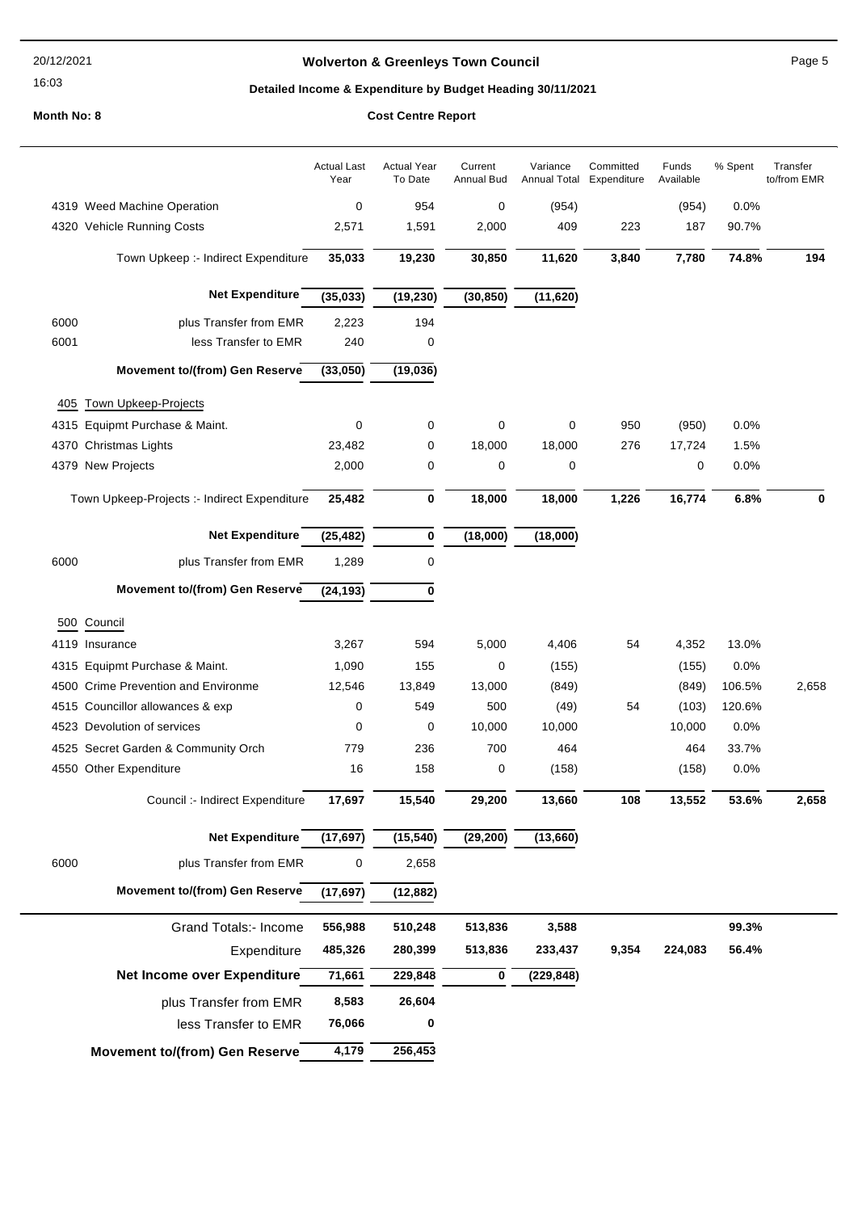**Wolverton & Greenleys Town Council**

**Detailed Income & Expenditure by Budget Heading 30/11/2021**

**Month No: 8**

**Cost Centre Report**

| | | Actual Last Year | Actual Year To Date | Current Annual Bud | Variance Annual Total | Committed Expenditure | Funds Available | % Spent | Transfer to/from EMR |
|---|---|---|---|---|---|---|---|---|---|
| 4319 | Weed Machine Operation | 0 | 954 | 0 | (954) | | (954) | 0.0% | |
| 4320 | Vehicle Running Costs | 2,571 | 1,591 | 2,000 | 409 | 223 | 187 | 90.7% | |
| | Town Upkeep :- Indirect Expenditure | **35,033** | **19,230** | **30,850** | **11,620** | **3,840** | **7,780** | **74.8%** | **194** |
| | **Net Expenditure** | **(35,033)** | **(19,230)** | **(30,850)** | **(11,620)** | | | | |
| 6000 | plus Transfer from EMR | 2,223 | 194 | | | | | | |
| 6001 | less Transfer to EMR | 240 | 0 | | | | | | |
| | **Movement to/(from) Gen Reserve** | **(33,050)** | **(19,036)** | | | | | | |
| 405 | Town Upkeep-Projects | | | | | | | | |
| 4315 | Equipmt Purchase & Maint. | 0 | 0 | 0 | 0 | 950 | (950) | 0.0% | |
| 4370 | Christmas Lights | 23,482 | 0 | 18,000 | 18,000 | 276 | 17,724 | 1.5% | |
| 4379 | New Projects | 2,000 | 0 | 0 | 0 | | 0 | 0.0% | |
| | Town Upkeep-Projects :- Indirect Expenditure | **25,482** | **0** | **18,000** | **18,000** | **1,226** | **16,774** | **6.8%** | **0** |
| | **Net Expenditure** | **(25,482)** | **0** | **(18,000)** | **(18,000)** | | | | |
| 6000 | plus Transfer from EMR | 1,289 | 0 | | | | | | |
| | **Movement to/(from) Gen Reserve** | **(24,193)** | **0** | | | | | | |
| 500 | Council | | | | | | | | |
| 4119 | Insurance | 3,267 | 594 | 5,000 | 4,406 | 54 | 4,352 | 13.0% | |
| 4315 | Equipmt Purchase & Maint. | 1,090 | 155 | 0 | (155) | | (155) | 0.0% | |
| 4500 | Crime Prevention and Environme | 12,546 | 13,849 | 13,000 | (849) | | (849) | 106.5% | 2,658 |
| 4515 | Councillor allowances & exp | 0 | 549 | 500 | (49) | 54 | (103) | 120.6% | |
| 4523 | Devolution of services | 0 | 0 | 10,000 | 10,000 | | 10,000 | 0.0% | |
| 4525 | Secret Garden & Community Orch | 779 | 236 | 700 | 464 | | 464 | 33.7% | |
| 4550 | Other Expenditure | 16 | 158 | 0 | (158) | | (158) | 0.0% | |
| | Council :- Indirect Expenditure | **17,697** | **15,540** | **29,200** | **13,660** | **108** | **13,552** | **53.6%** | **2,658** |
| | **Net Expenditure** | **(17,697)** | **(15,540)** | **(29,200)** | **(13,660)** | | | | |
| 6000 | plus Transfer from EMR | 0 | 2,658 | | | | | | |
| | **Movement to/(from) Gen Reserve** | **(17,697)** | **(12,882)** | | | | | | |
| | Grand Totals:- Income | **556,988** | **510,248** | **513,836** | **3,588** | | | **99.3%** | |
| | Expenditure | **485,326** | **280,399** | **513,836** | **233,437** | **9,354** | **224,083** | **56.4%** | |
| | **Net Income over Expenditure** | **71,661** | **229,848** | **0** | **(229,848)** | | | | |
| | plus Transfer from EMR | **8,583** | **26,604** | | | | | | |
| | less Transfer to EMR | **76,066** | **0** | | | | | | |
| | **Movement to/(from) Gen Reserve** | **4,179** | **256,453** | | | | | | |